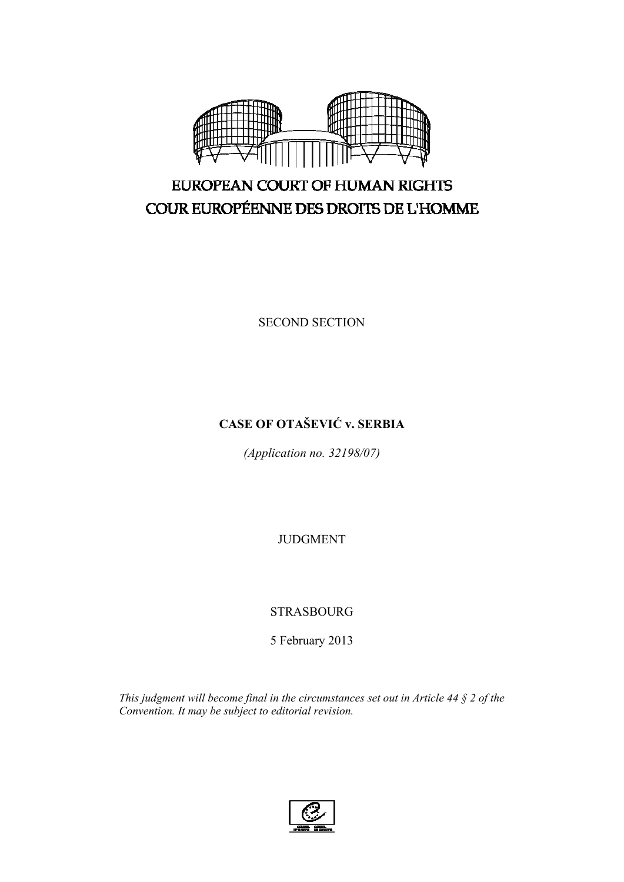EUROPEAN COURT OF HUMAN RIGHTS

COUR EUROPÉENNE DES DROITS DE L'HOMME

SECOND SECTION

**CASE OF OTAŠEVIĆ v. SERBIA**

*(Application no. 32198/07)*

JUDGMENT

STRASBOURG

5 February 2013

*This judgment will become final in the circumstances set out in Article 44 § 2 of the Convention. It may be subject to editorial revision.*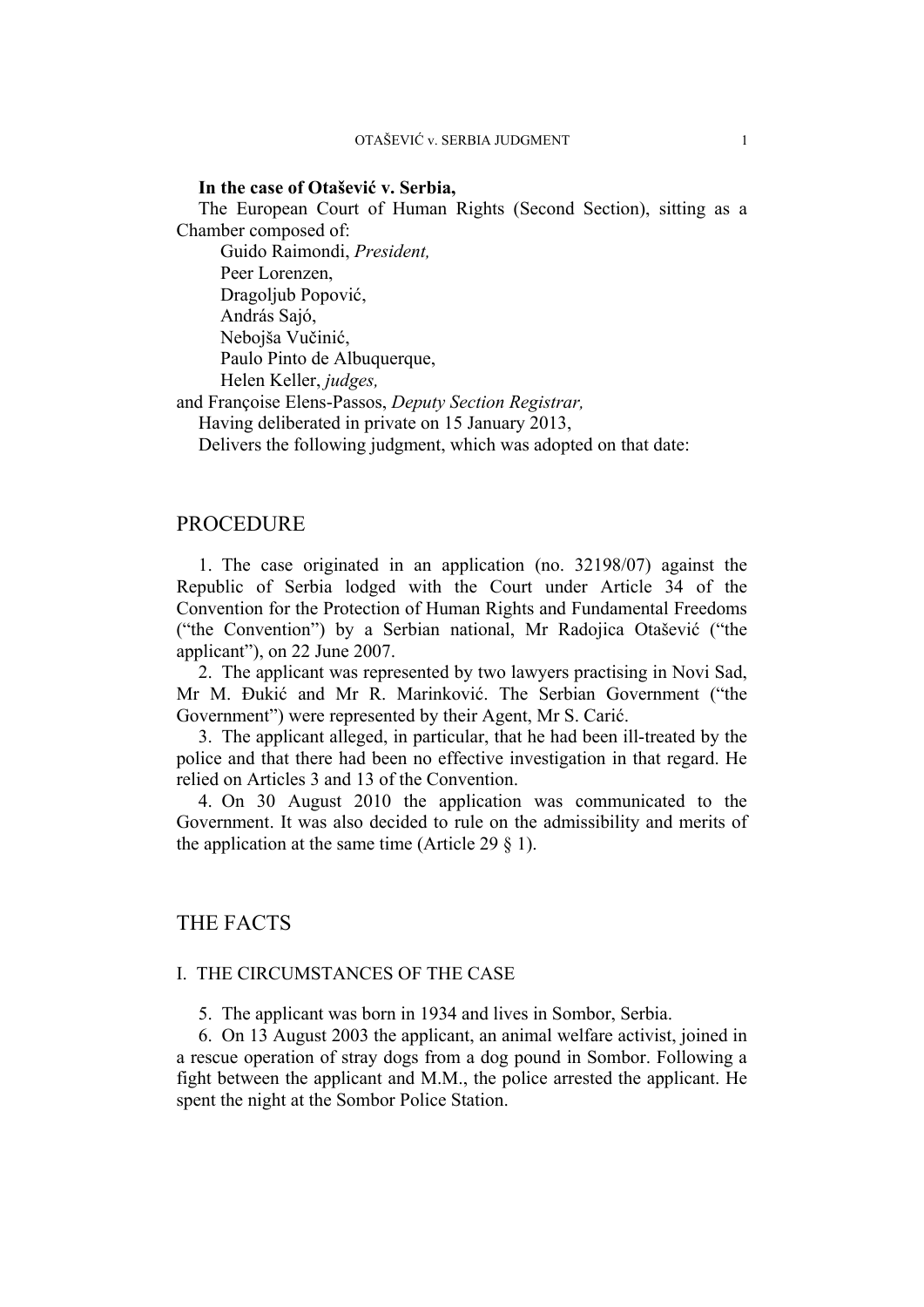**In the case of Otašević v. Serbia,**

The European Court of Human Rights (Second Section), sitting as a Chamber composed of:

Guido Raimondi, *President,*
Peer Lorenzen,
Dragoljub Popović,
András Sajó,
Nebojša Vučinić,
Paulo Pinto de Albuquerque,
Helen Keller, *judges,*

and Françoise Elens-Passos, *Deputy Section Registrar,*

Having deliberated in private on 15 January 2013,

Delivers the following judgment, which was adopted on that date:

## PROCEDURE

1. The case originated in an application (no. 32198/07) against the Republic of Serbia lodged with the Court under Article 34 of the Convention for the Protection of Human Rights and Fundamental Freedoms ("the Convention") by a Serbian national, Mr Radojica Otašević ("the applicant"), on 22 June 2007.

2. The applicant was represented by two lawyers practising in Novi Sad, Mr M. Đukić and Mr R. Marinković. The Serbian Government ("the Government") were represented by their Agent, Mr S. Carić.

3. The applicant alleged, in particular, that he had been ill-treated by the police and that there had been no effective investigation in that regard. He relied on Articles 3 and 13 of the Convention.

4. On 30 August 2010 the application was communicated to the Government. It was also decided to rule on the admissibility and merits of the application at the same time (Article 29 § 1).

## THE FACTS

### I. THE CIRCUMSTANCES OF THE CASE

5. The applicant was born in 1934 and lives in Sombor, Serbia.

6. On 13 August 2003 the applicant, an animal welfare activist, joined in a rescue operation of stray dogs from a dog pound in Sombor. Following a fight between the applicant and M.M., the police arrested the applicant. He spent the night at the Sombor Police Station.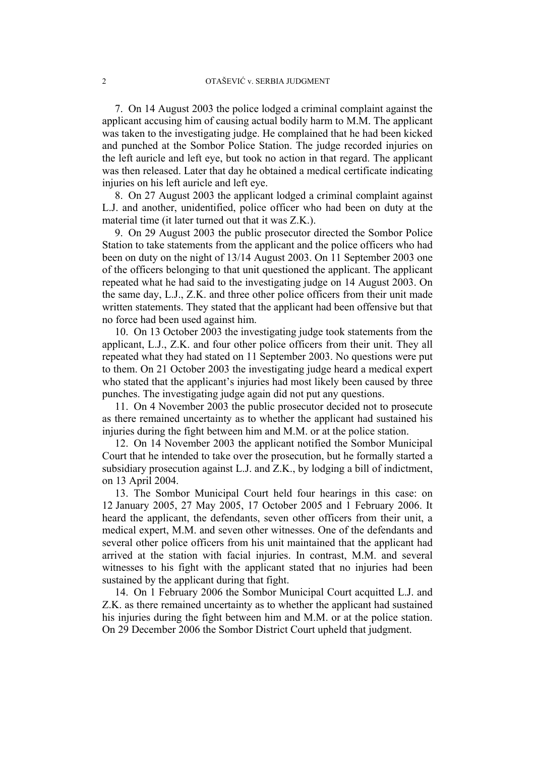7. On 14 August 2003 the police lodged a criminal complaint against the applicant accusing him of causing actual bodily harm to M.M. The applicant was taken to the investigating judge. He complained that he had been kicked and punched at the Sombor Police Station. The judge recorded injuries on the left auricle and left eye, but took no action in that regard. The applicant was then released. Later that day he obtained a medical certificate indicating injuries on his left auricle and left eye.

8. On 27 August 2003 the applicant lodged a criminal complaint against L.J. and another, unidentified, police officer who had been on duty at the material time (it later turned out that it was Z.K.).

9. On 29 August 2003 the public prosecutor directed the Sombor Police Station to take statements from the applicant and the police officers who had been on duty on the night of 13/14 August 2003. On 11 September 2003 one of the officers belonging to that unit questioned the applicant. The applicant repeated what he had said to the investigating judge on 14 August 2003. On the same day, L.J., Z.K. and three other police officers from their unit made written statements. They stated that the applicant had been offensive but that no force had been used against him.

10. On 13 October 2003 the investigating judge took statements from the applicant, L.J., Z.K. and four other police officers from their unit. They all repeated what they had stated on 11 September 2003. No questions were put to them. On 21 October 2003 the investigating judge heard a medical expert who stated that the applicant's injuries had most likely been caused by three punches. The investigating judge again did not put any questions.

11. On 4 November 2003 the public prosecutor decided not to prosecute as there remained uncertainty as to whether the applicant had sustained his injuries during the fight between him and M.M. or at the police station.

12. On 14 November 2003 the applicant notified the Sombor Municipal Court that he intended to take over the prosecution, but he formally started a subsidiary prosecution against L.J. and Z.K., by lodging a bill of indictment, on 13 April 2004.

13. The Sombor Municipal Court held four hearings in this case: on 12 January 2005, 27 May 2005, 17 October 2005 and 1 February 2006. It heard the applicant, the defendants, seven other officers from their unit, a medical expert, M.M. and seven other witnesses. One of the defendants and several other police officers from his unit maintained that the applicant had arrived at the station with facial injuries. In contrast, M.M. and several witnesses to his fight with the applicant stated that no injuries had been sustained by the applicant during that fight.

14. On 1 February 2006 the Sombor Municipal Court acquitted L.J. and Z.K. as there remained uncertainty as to whether the applicant had sustained his injuries during the fight between him and M.M. or at the police station. On 29 December 2006 the Sombor District Court upheld that judgment.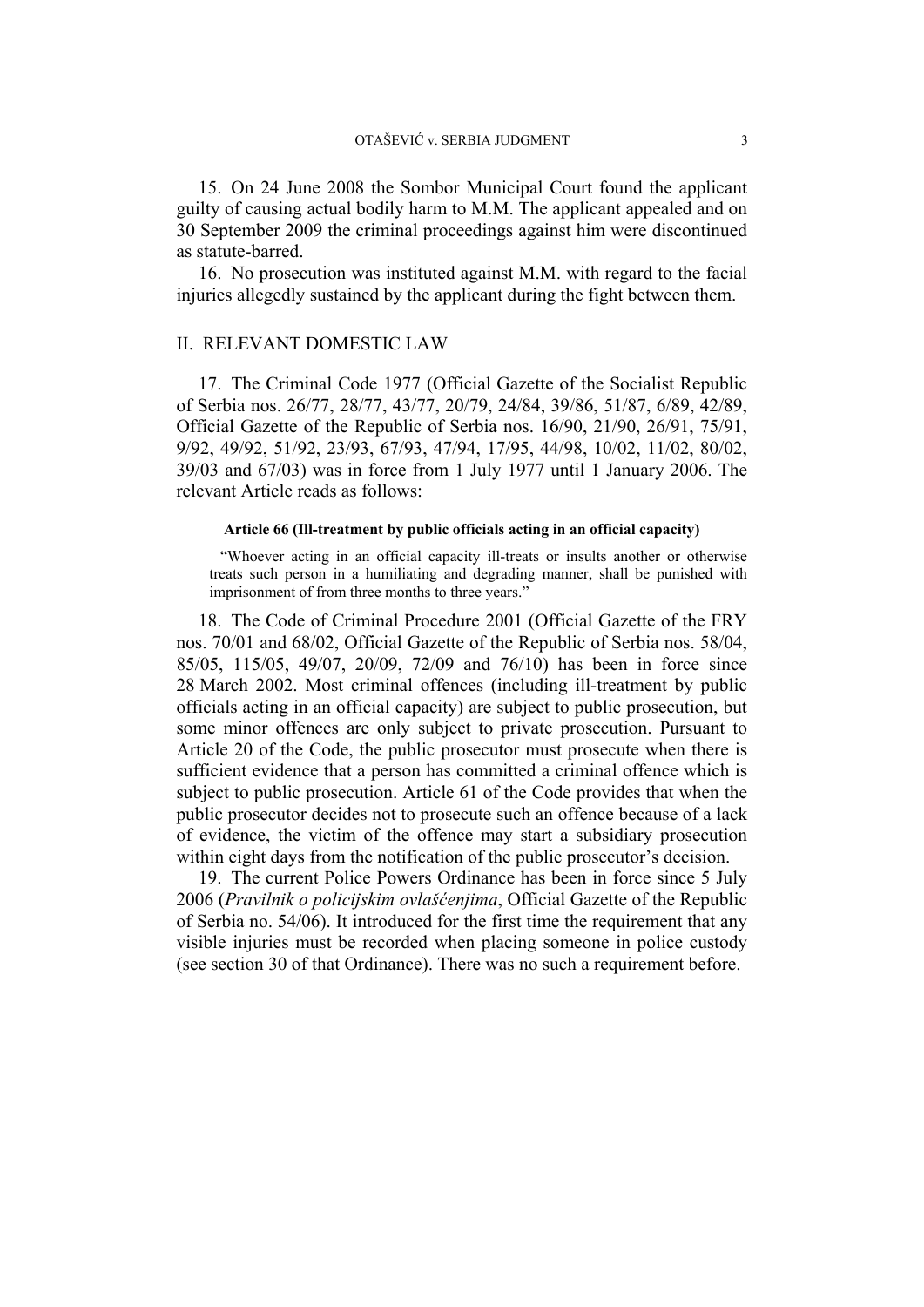15. On 24 June 2008 the Sombor Municipal Court found the applicant guilty of causing actual bodily harm to M.M. The applicant appealed and on 30 September 2009 the criminal proceedings against him were discontinued as statute-barred.

16. No prosecution was instituted against M.M. with regard to the facial injuries allegedly sustained by the applicant during the fight between them.

## II. RELEVANT DOMESTIC LAW

17. The Criminal Code 1977 (Official Gazette of the Socialist Republic of Serbia nos. 26/77, 28/77, 43/77, 20/79, 24/84, 39/86, 51/87, 6/89, 42/89, Official Gazette of the Republic of Serbia nos. 16/90, 21/90, 26/91, 75/91, 9/92, 49/92, 51/92, 23/93, 67/93, 47/94, 17/95, 44/98, 10/02, 11/02, 80/02, 39/03 and 67/03) was in force from 1 July 1977 until 1 January 2006. The relevant Article reads as follows:

> **Article 66 (Ill-treatment by public officials acting in an official capacity)**
>
> "Whoever acting in an official capacity ill-treats or insults another or otherwise treats such person in a humiliating and degrading manner, shall be punished with imprisonment of from three months to three years."

18. The Code of Criminal Procedure 2001 (Official Gazette of the FRY nos. 70/01 and 68/02, Official Gazette of the Republic of Serbia nos. 58/04, 85/05, 115/05, 49/07, 20/09, 72/09 and 76/10) has been in force since 28 March 2002. Most criminal offences (including ill-treatment by public officials acting in an official capacity) are subject to public prosecution, but some minor offences are only subject to private prosecution. Pursuant to Article 20 of the Code, the public prosecutor must prosecute when there is sufficient evidence that a person has committed a criminal offence which is subject to public prosecution. Article 61 of the Code provides that when the public prosecutor decides not to prosecute such an offence because of a lack of evidence, the victim of the offence may start a subsidiary prosecution within eight days from the notification of the public prosecutor's decision.

19. The current Police Powers Ordinance has been in force since 5 July 2006 (*Pravilnik o policijskim ovlašćenjima*, Official Gazette of the Republic of Serbia no. 54/06). It introduced for the first time the requirement that any visible injuries must be recorded when placing someone in police custody (see section 30 of that Ordinance). There was no such a requirement before.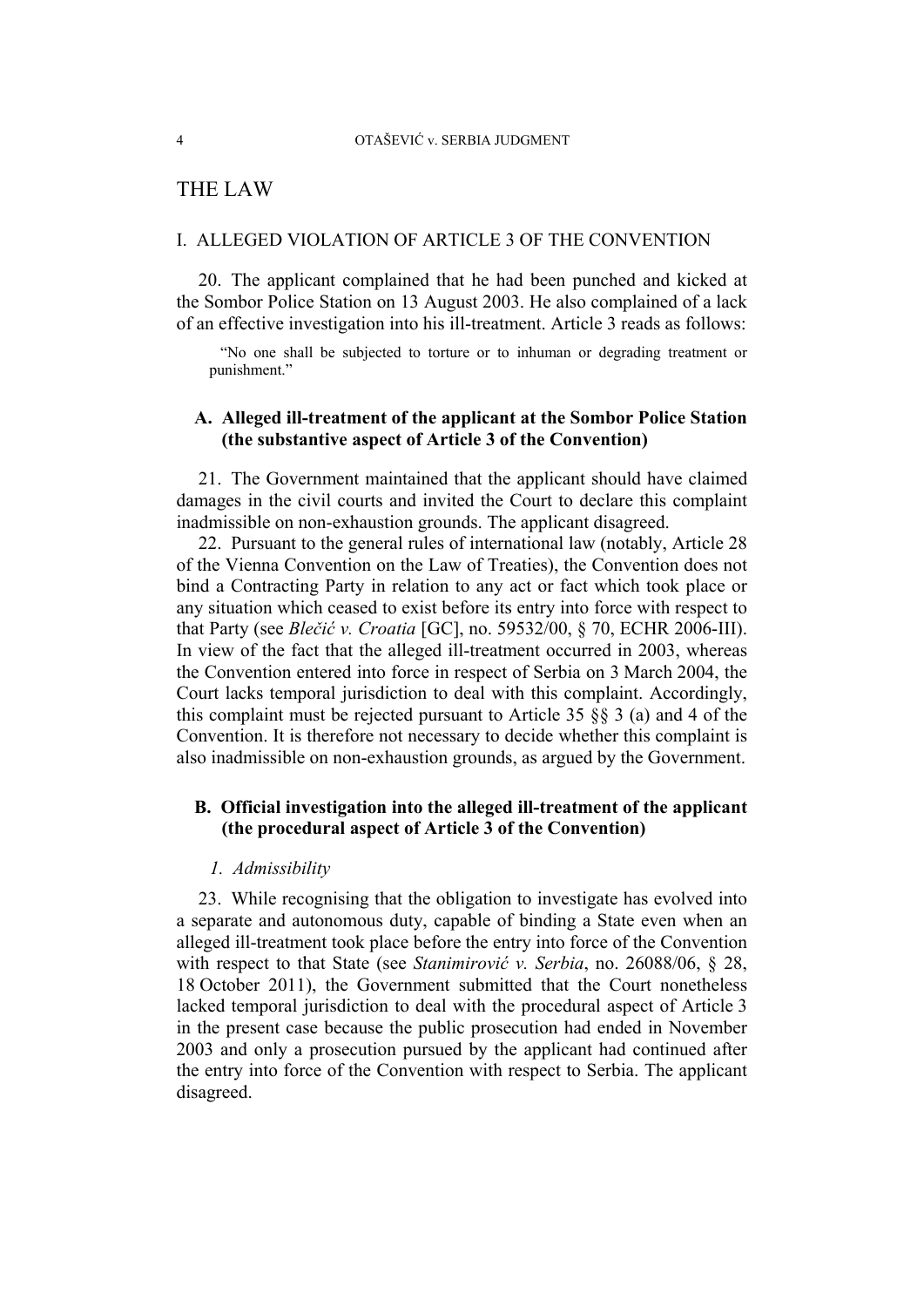# THE LAW

## I. ALLEGED VIOLATION OF ARTICLE 3 OF THE CONVENTION

20. The applicant complained that he had been punched and kicked at the Sombor Police Station on 13 August 2003. He also complained of a lack of an effective investigation into his ill-treatment. Article 3 reads as follows:

> "No one shall be subjected to torture or to inhuman or degrading treatment or punishment."

### A. Alleged ill-treatment of the applicant at the Sombor Police Station (the substantive aspect of Article 3 of the Convention)

21. The Government maintained that the applicant should have claimed damages in the civil courts and invited the Court to declare this complaint inadmissible on non-exhaustion grounds. The applicant disagreed.

22. Pursuant to the general rules of international law (notably, Article 28 of the Vienna Convention on the Law of Treaties), the Convention does not bind a Contracting Party in relation to any act or fact which took place or any situation which ceased to exist before its entry into force with respect to that Party (see *Blečić v. Croatia* [GC], no. 59532/00, § 70, ECHR 2006-III). In view of the fact that the alleged ill-treatment occurred in 2003, whereas the Convention entered into force in respect of Serbia on 3 March 2004, the Court lacks temporal jurisdiction to deal with this complaint. Accordingly, this complaint must be rejected pursuant to Article 35 §§ 3 (a) and 4 of the Convention. It is therefore not necessary to decide whether this complaint is also inadmissible on non-exhaustion grounds, as argued by the Government.

### B. Official investigation into the alleged ill-treatment of the applicant (the procedural aspect of Article 3 of the Convention)

#### *1. Admissibility*

23. While recognising that the obligation to investigate has evolved into a separate and autonomous duty, capable of binding a State even when an alleged ill-treatment took place before the entry into force of the Convention with respect to that State (see *Stanimirović v. Serbia*, no. 26088/06, § 28, 18 October 2011), the Government submitted that the Court nonetheless lacked temporal jurisdiction to deal with the procedural aspect of Article 3 in the present case because the public prosecution had ended in November 2003 and only a prosecution pursued by the applicant had continued after the entry into force of the Convention with respect to Serbia. The applicant disagreed.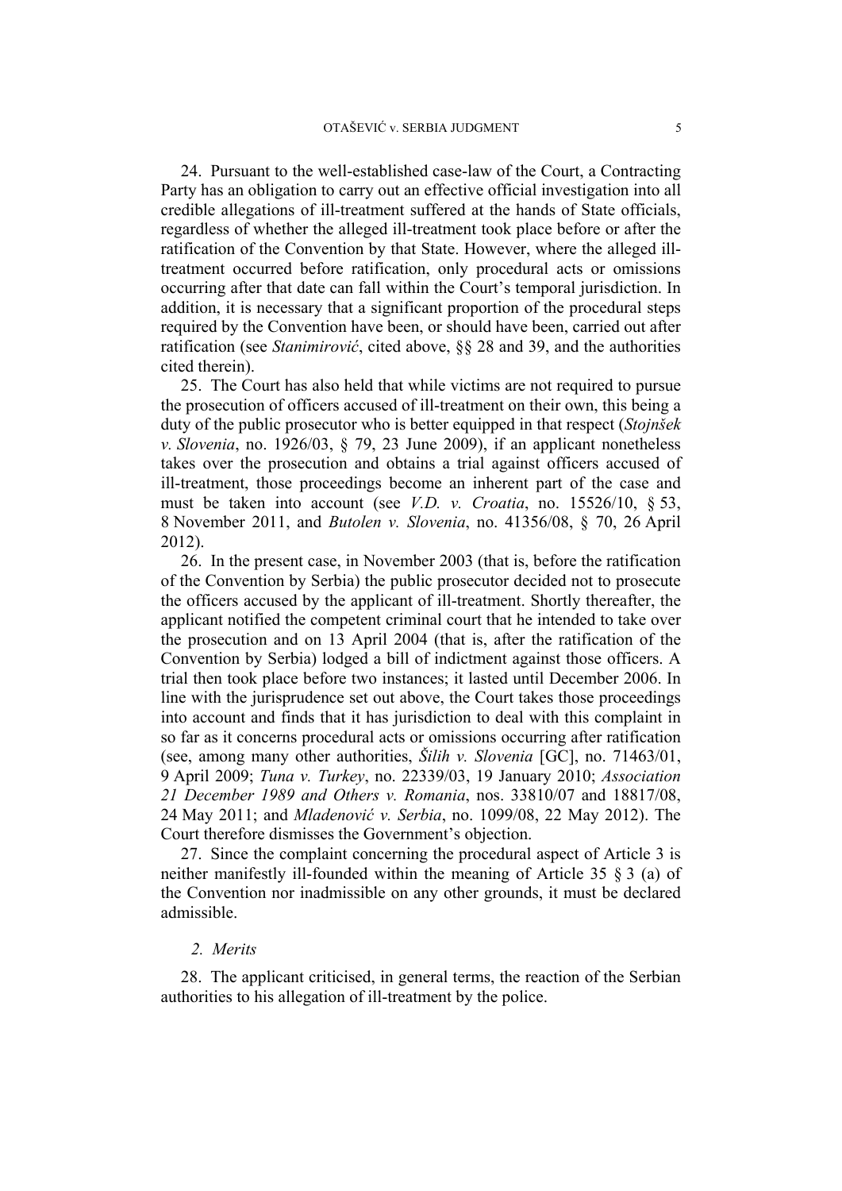24. Pursuant to the well-established case-law of the Court, a Contracting Party has an obligation to carry out an effective official investigation into all credible allegations of ill-treatment suffered at the hands of State officials, regardless of whether the alleged ill-treatment took place before or after the ratification of the Convention by that State. However, where the alleged ill-treatment occurred before ratification, only procedural acts or omissions occurring after that date can fall within the Court's temporal jurisdiction. In addition, it is necessary that a significant proportion of the procedural steps required by the Convention have been, or should have been, carried out after ratification (see *Stanimirović*, cited above, §§ 28 and 39, and the authorities cited therein).

25. The Court has also held that while victims are not required to pursue the prosecution of officers accused of ill-treatment on their own, this being a duty of the public prosecutor who is better equipped in that respect (*Stojnšek v. Slovenia*, no. 1926/03, § 79, 23 June 2009), if an applicant nonetheless takes over the prosecution and obtains a trial against officers accused of ill-treatment, those proceedings become an inherent part of the case and must be taken into account (see *V.D. v. Croatia*, no. 15526/10, § 53, 8 November 2011, and *Butolen v. Slovenia*, no. 41356/08, § 70, 26 April 2012).

26. In the present case, in November 2003 (that is, before the ratification of the Convention by Serbia) the public prosecutor decided not to prosecute the officers accused by the applicant of ill-treatment. Shortly thereafter, the applicant notified the competent criminal court that he intended to take over the prosecution and on 13 April 2004 (that is, after the ratification of the Convention by Serbia) lodged a bill of indictment against those officers. A trial then took place before two instances; it lasted until December 2006. In line with the jurisprudence set out above, the Court takes those proceedings into account and finds that it has jurisdiction to deal with this complaint in so far as it concerns procedural acts or omissions occurring after ratification (see, among many other authorities, *Šilih v. Slovenia* [GC], no. 71463/01, 9 April 2009; *Tuna v. Turkey*, no. 22339/03, 19 January 2010; *Association 21 December 1989 and Others v. Romania*, nos. 33810/07 and 18817/08, 24 May 2011; and *Mladenović v. Serbia*, no. 1099/08, 22 May 2012). The Court therefore dismisses the Government's objection.

27. Since the complaint concerning the procedural aspect of Article 3 is neither manifestly ill-founded within the meaning of Article 35 § 3 (a) of the Convention nor inadmissible on any other grounds, it must be declared admissible.

*2. Merits*

28. The applicant criticised, in general terms, the reaction of the Serbian authorities to his allegation of ill-treatment by the police.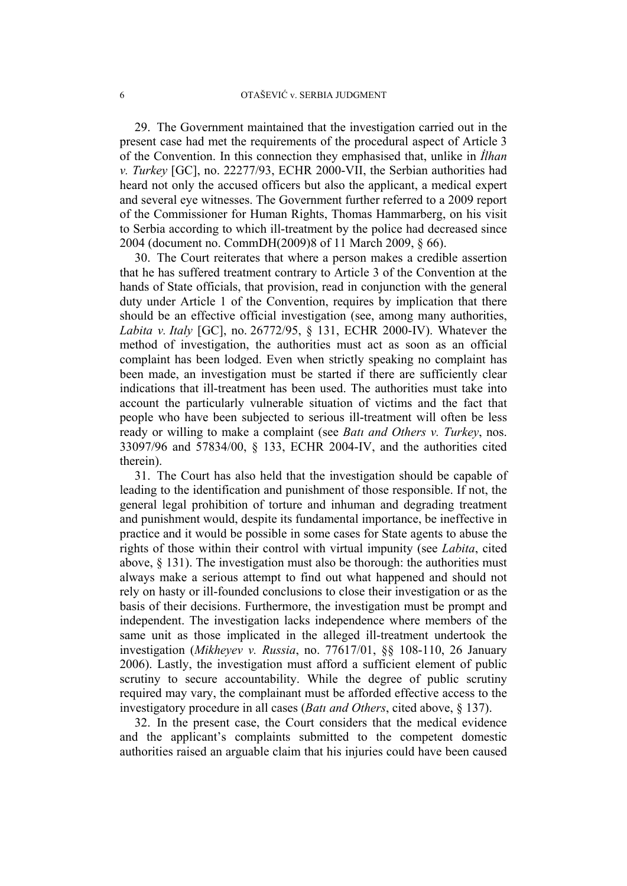29. The Government maintained that the investigation carried out in the present case had met the requirements of the procedural aspect of Article 3 of the Convention. In this connection they emphasised that, unlike in *İlhan v. Turkey* [GC], no. 22277/93, ECHR 2000-VII, the Serbian authorities had heard not only the accused officers but also the applicant, a medical expert and several eye witnesses. The Government further referred to a 2009 report of the Commissioner for Human Rights, Thomas Hammarberg, on his visit to Serbia according to which ill-treatment by the police had decreased since 2004 (document no. CommDH(2009)8 of 11 March 2009, § 66).

30. The Court reiterates that where a person makes a credible assertion that he has suffered treatment contrary to Article 3 of the Convention at the hands of State officials, that provision, read in conjunction with the general duty under Article 1 of the Convention, requires by implication that there should be an effective official investigation (see, among many authorities, *Labita v. Italy* [GC], no. 26772/95, § 131, ECHR 2000-IV). Whatever the method of investigation, the authorities must act as soon as an official complaint has been lodged. Even when strictly speaking no complaint has been made, an investigation must be started if there are sufficiently clear indications that ill-treatment has been used. The authorities must take into account the particularly vulnerable situation of victims and the fact that people who have been subjected to serious ill-treatment will often be less ready or willing to make a complaint (see *Batı and Others v. Turkey*, nos. 33097/96 and 57834/00, § 133, ECHR 2004-IV, and the authorities cited therein).

31. The Court has also held that the investigation should be capable of leading to the identification and punishment of those responsible. If not, the general legal prohibition of torture and inhuman and degrading treatment and punishment would, despite its fundamental importance, be ineffective in practice and it would be possible in some cases for State agents to abuse the rights of those within their control with virtual impunity (see *Labita*, cited above, § 131). The investigation must also be thorough: the authorities must always make a serious attempt to find out what happened and should not rely on hasty or ill-founded conclusions to close their investigation or as the basis of their decisions. Furthermore, the investigation must be prompt and independent. The investigation lacks independence where members of the same unit as those implicated in the alleged ill-treatment undertook the investigation (*Mikheyev v. Russia*, no. 77617/01, §§ 108-110, 26 January 2006). Lastly, the investigation must afford a sufficient element of public scrutiny to secure accountability. While the degree of public scrutiny required may vary, the complainant must be afforded effective access to the investigatory procedure in all cases (*Batı and Others*, cited above, § 137).

32. In the present case, the Court considers that the medical evidence and the applicant's complaints submitted to the competent domestic authorities raised an arguable claim that his injuries could have been caused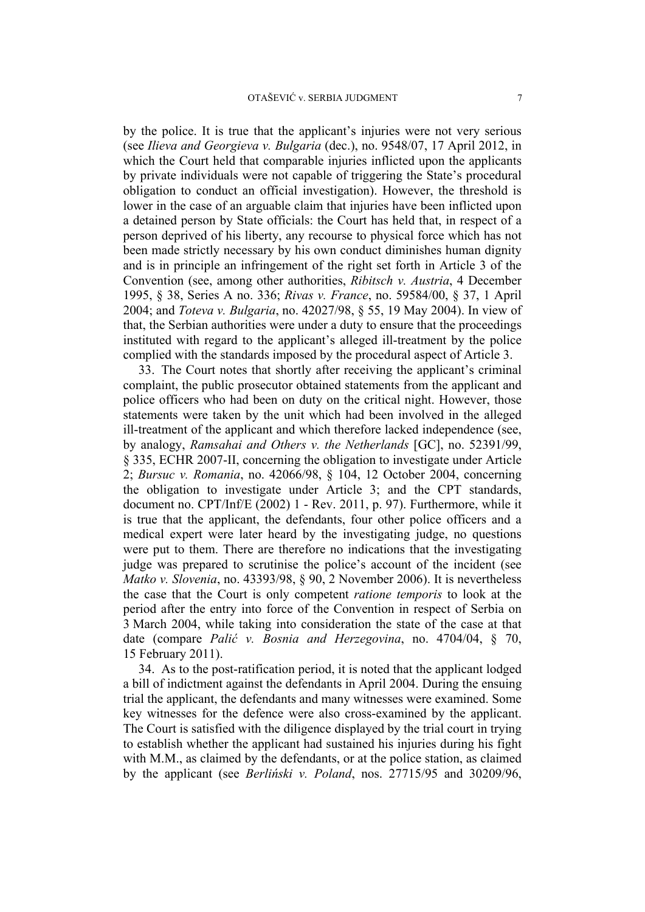by the police. It is true that the applicant's injuries were not very serious (see *Ilieva and Georgieva v. Bulgaria* (dec.), no. 9548/07, 17 April 2012, in which the Court held that comparable injuries inflicted upon the applicants by private individuals were not capable of triggering the State's procedural obligation to conduct an official investigation). However, the threshold is lower in the case of an arguable claim that injuries have been inflicted upon a detained person by State officials: the Court has held that, in respect of a person deprived of his liberty, any recourse to physical force which has not been made strictly necessary by his own conduct diminishes human dignity and is in principle an infringement of the right set forth in Article 3 of the Convention (see, among other authorities, *Ribitsch v. Austria*, 4 December 1995, § 38, Series A no. 336; *Rivas v. France*, no. 59584/00, § 37, 1 April 2004; and *Toteva v. Bulgaria*, no. 42027/98, § 55, 19 May 2004). In view of that, the Serbian authorities were under a duty to ensure that the proceedings instituted with regard to the applicant's alleged ill-treatment by the police complied with the standards imposed by the procedural aspect of Article 3.

33. The Court notes that shortly after receiving the applicant's criminal complaint, the public prosecutor obtained statements from the applicant and police officers who had been on duty on the critical night. However, those statements were taken by the unit which had been involved in the alleged ill-treatment of the applicant and which therefore lacked independence (see, by analogy, *Ramsahai and Others v. the Netherlands* [GC], no. 52391/99, § 335, ECHR 2007-II, concerning the obligation to investigate under Article 2; *Bursuc v. Romania*, no. 42066/98, § 104, 12 October 2004, concerning the obligation to investigate under Article 3; and the CPT standards, document no. CPT/Inf/E (2002) 1 - Rev. 2011, p. 97). Furthermore, while it is true that the applicant, the defendants, four other police officers and a medical expert were later heard by the investigating judge, no questions were put to them. There are therefore no indications that the investigating judge was prepared to scrutinise the police's account of the incident (see *Matko v. Slovenia*, no. 43393/98, § 90, 2 November 2006). It is nevertheless the case that the Court is only competent *ratione temporis* to look at the period after the entry into force of the Convention in respect of Serbia on 3 March 2004, while taking into consideration the state of the case at that date (compare *Palić v. Bosnia and Herzegovina*, no. 4704/04, § 70, 15 February 2011).

34. As to the post-ratification period, it is noted that the applicant lodged a bill of indictment against the defendants in April 2004. During the ensuing trial the applicant, the defendants and many witnesses were examined. Some key witnesses for the defence were also cross-examined by the applicant. The Court is satisfied with the diligence displayed by the trial court in trying to establish whether the applicant had sustained his injuries during his fight with M.M., as claimed by the defendants, or at the police station, as claimed by the applicant (see *Berliński v. Poland*, nos. 27715/95 and 30209/96,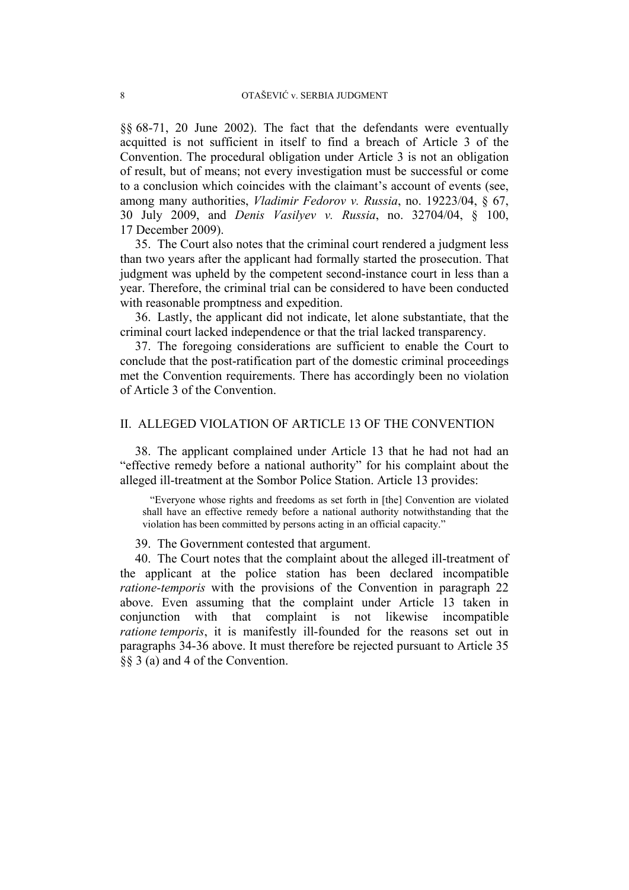§§ 68-71, 20 June 2002). The fact that the defendants were eventually acquitted is not sufficient in itself to find a breach of Article 3 of the Convention. The procedural obligation under Article 3 is not an obligation of result, but of means; not every investigation must be successful or come to a conclusion which coincides with the claimant's account of events (see, among many authorities, *Vladimir Fedorov v. Russia*, no. 19223/04, § 67, 30 July 2009, and *Denis Vasilyev v. Russia*, no. 32704/04, § 100, 17 December 2009).

35. The Court also notes that the criminal court rendered a judgment less than two years after the applicant had formally started the prosecution. That judgment was upheld by the competent second-instance court in less than a year. Therefore, the criminal trial can be considered to have been conducted with reasonable promptness and expedition.

36. Lastly, the applicant did not indicate, let alone substantiate, that the criminal court lacked independence or that the trial lacked transparency.

37. The foregoing considerations are sufficient to enable the Court to conclude that the post-ratification part of the domestic criminal proceedings met the Convention requirements. There has accordingly been no violation of Article 3 of the Convention.

## II. ALLEGED VIOLATION OF ARTICLE 13 OF THE CONVENTION

38. The applicant complained under Article 13 that he had not had an "effective remedy before a national authority" for his complaint about the alleged ill-treatment at the Sombor Police Station. Article 13 provides:

> "Everyone whose rights and freedoms as set forth in [the] Convention are violated shall have an effective remedy before a national authority notwithstanding that the violation has been committed by persons acting in an official capacity."

39. The Government contested that argument.

40. The Court notes that the complaint about the alleged ill-treatment of the applicant at the police station has been declared incompatible *ratione-temporis* with the provisions of the Convention in paragraph 22 above. Even assuming that the complaint under Article 13 taken in conjunction with that complaint is not likewise incompatible *ratione temporis*, it is manifestly ill-founded for the reasons set out in paragraphs 34-36 above. It must therefore be rejected pursuant to Article 35 §§ 3 (a) and 4 of the Convention.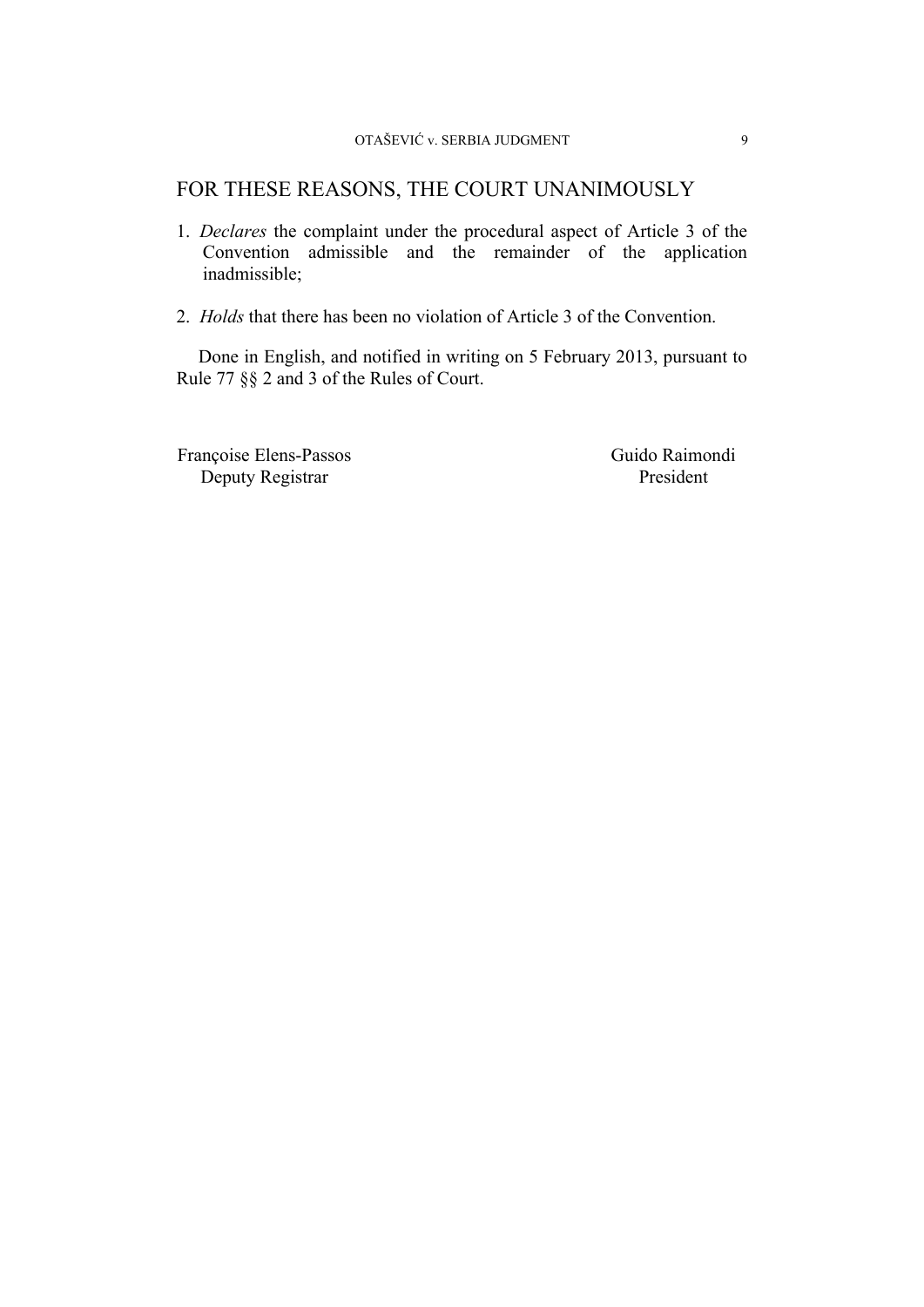## FOR THESE REASONS, THE COURT UNANIMOUSLY

1. *Declares* the complaint under the procedural aspect of Article 3 of the Convention admissible and the remainder of the application inadmissible;

2. *Holds* that there has been no violation of Article 3 of the Convention.

Done in English, and notified in writing on 5 February 2013, pursuant to Rule 77 §§ 2 and 3 of the Rules of Court.

Françoise Elens-Passos
Deputy Registrar

Guido Raimondi
President